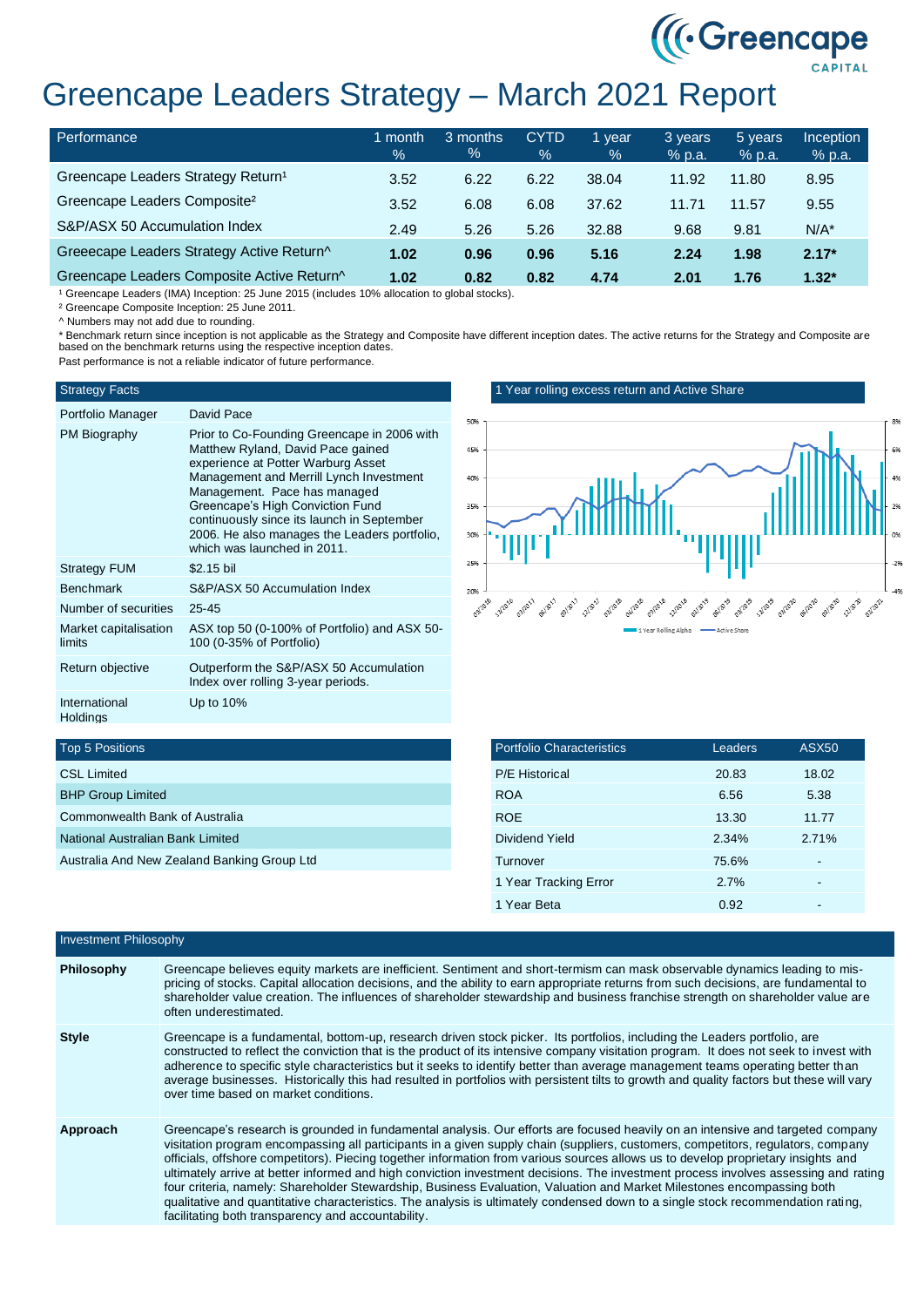# Greencape Leaders Strategy – March 2021 Report

| Performance | 1 month % | 3 months % | CYTD % | 1 year % | 3 years % p.a. | 5 years % p.a. | Inception % p.a. |
|---|---|---|---|---|---|---|---|
| Greencape Leaders Strategy Return[1] | 3.52 | 6.22 | 6.22 | 38.04 | 11.92 | 11.80 | 8.95 |
| Greencape Leaders Composite[2] | 3.52 | 6.08 | 6.08 | 37.62 | 11.71 | 11.57 | 9.55 |
| S&P/ASX 50 Accumulation Index | 2.49 | 5.26 | 5.26 | 32.88 | 9.68 | 9.81 | N/A* |
| Greeecape Leaders Strategy Active Return^ | **1.02** | **0.96** | **0.96** | **5.16** | **2.24** | **1.98** | **2.17*** |
| Greencape Leaders Composite Active Return^ | **1.02** | **0.82** | **0.82** | **4.74** | **2.01** | **1.76** | **1.32*** |

[1] Greencape Leaders (IMA) Inception: 25 June 2015 (includes 10% allocation to global stocks).

[2] Greencape Composite Inception: 25 June 2011.

^ Numbers may not add due to rounding.

* Benchmark return since inception is not applicable as the Strategy and Composite have different inception dates. The active returns for the Strategy and Composite are based on the benchmark returns using the respective inception dates.

Past performance is not a reliable indicator of future performance.

## Strategy Facts

| | |
|---|---|
| Portfolio Manager | David Pace |
| PM Biography | Prior to Co-Founding Greencape in 2006 with Matthew Ryland, David Pace gained experience at Potter Warburg Asset Management and Merrill Lynch Investment Management. Pace has managed Greencape's High Conviction Fund continuously since its launch in September 2006. He also manages the Leaders portfolio, which was launched in 2011. |
| Strategy FUM | $2.15 bil |
| Benchmark | S&P/ASX 50 Accumulation Index |
| Number of securities | 25-45 |
| Market capitalisation limits | ASX top 50 (0-100% of Portfolio) and ASX 50-100 (0-35% of Portfolio) |
| Return objective | Outperform the S&P/ASX 50 Accumulation Index over rolling 3-year periods. |
| International Holdings | Up to 10% |

## 1 Year rolling excess return and Active Share

## Top 5 Positions

| Top 5 Positions |
|---|
| CSL Limited |
| BHP Group Limited |
| Commonwealth Bank of Australia |
| National Australian Bank Limited |
| Australia And New Zealand Banking Group Ltd |

## Portfolio Characteristics

| Portfolio Characteristics | Leaders | ASX50 |
|---|---|---|
| P/E Historical | 20.83 | 18.02 |
| ROA | 6.56 | 5.38 |
| ROE | 13.30 | 11.77 |
| Dividend Yield | 2.34% | 2.71% |
| Turnover | 75.6% | - |
| 1 Year Tracking Error | 2.7% | - |
| 1 Year Beta | 0.92 | - |

## Investment Philosophy

**Philosophy**

Greencape believes equity markets are inefficient. Sentiment and short-termism can mask observable dynamics leading to mis-pricing of stocks. Capital allocation decisions, and the ability to earn appropriate returns from such decisions, are fundamental to shareholder value creation. The influences of shareholder stewardship and business franchise strength on shareholder value are often underestimated.

**Style**

Greencape is a fundamental, bottom-up, research driven stock picker. Its portfolios, including the Leaders portfolio, are constructed to reflect the conviction that is the product of its intensive company visitation program. It does not seek to invest with adherence to specific style characteristics but it seeks to identify better than average management teams operating better than average businesses. Historically this had resulted in portfolios with persistent tilts to growth and quality factors but these will vary over time based on market conditions.

**Approach**

Greencape's research is grounded in fundamental analysis. Our efforts are focused heavily on an intensive and targeted company visitation program encompassing all participants in a given supply chain (suppliers, customers, competitors, regulators, company officials, offshore competitors). Piecing together information from various sources allows us to develop proprietary insights and ultimately arrive at better informed and high conviction investment decisions. The investment process involves assessing and rating four criteria, namely: Shareholder Stewardship, Business Evaluation, Valuation and Market Milestones encompassing both qualitative and quantitative characteristics. The analysis is ultimately condensed down to a single stock recommendation rating, facilitating both transparency and accountability.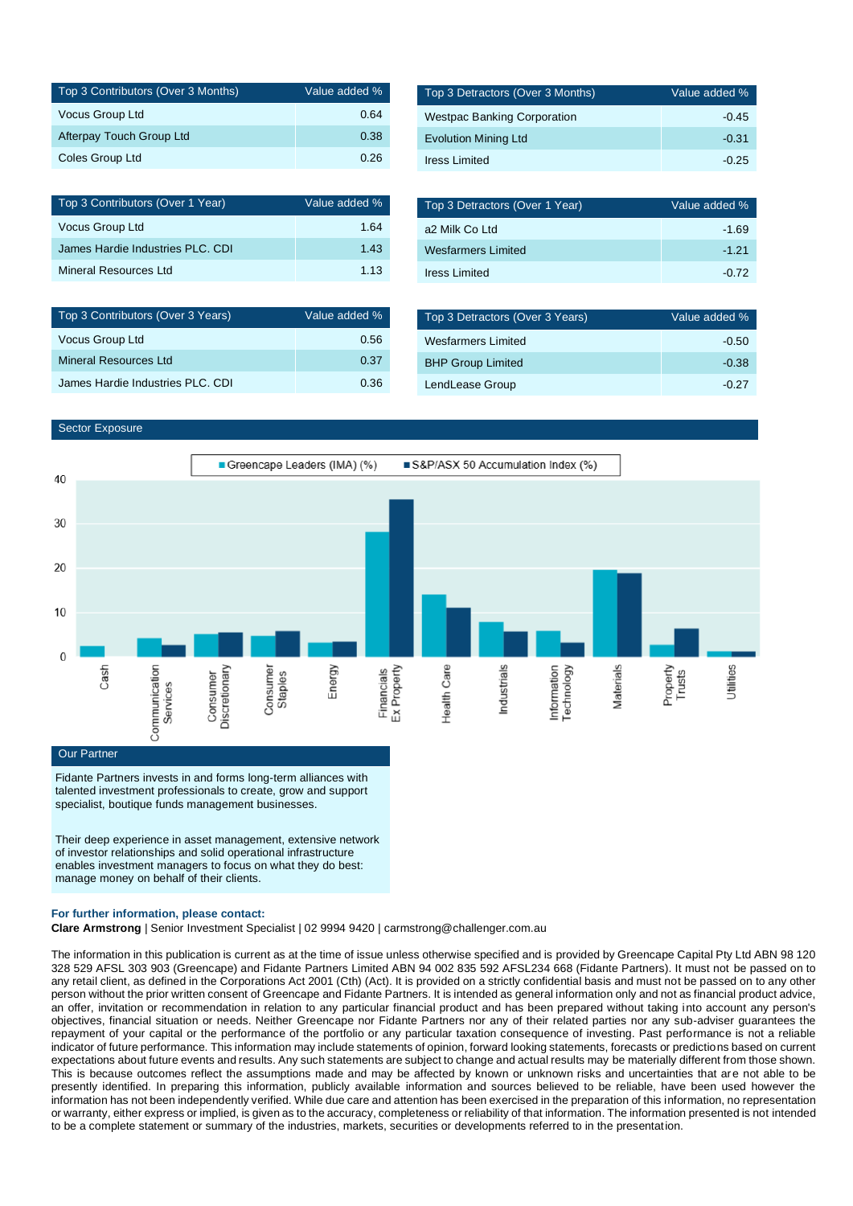| Top 3 Contributors (Over 3 Months) | Value added % |
|---|---|
| Vocus Group Ltd | 0.64 |
| Afterpay Touch Group Ltd | 0.38 |
| Coles Group Ltd | 0.26 |

| Top 3 Detractors (Over 3 Months) | Value added % |
|---|---|
| Westpac Banking Corporation | -0.45 |
| Evolution Mining Ltd | -0.31 |
| Iress Limited | -0.25 |

| Top 3 Contributors (Over 1 Year) | Value added % |
|---|---|
| Vocus Group Ltd | 1.64 |
| James Hardie Industries PLC. CDI | 1.43 |
| Mineral Resources Ltd | 1.13 |

| Top 3 Detractors (Over 1 Year) | Value added % |
|---|---|
| a2 Milk Co Ltd | -1.69 |
| Wesfarmers Limited | -1.21 |
| Iress Limited | -0.72 |

| Top 3 Contributors (Over 3 Years) | Value added % |
|---|---|
| Vocus Group Ltd | 0.56 |
| Mineral Resources Ltd | 0.37 |
| James Hardie Industries PLC. CDI | 0.36 |

| Top 3 Detractors (Over 3 Years) | Value added % |
|---|---|
| Wesfarmers Limited | -0.50 |
| BHP Group Limited | -0.38 |
| LendLease Group | -0.27 |

## Sector Exposure

Greencape Leaders (IMA) (%)
S&P/ASX 50 Accumulation Index (%)

40
30
20
10
0

Cash
Communication Services
Consumer Discretionary
Consumer Staples
Energy
Financials Ex Property
Health Care
Industrials
Information Technology
Materials
Property Trusts
Utilities

## Our Partner

Fidante Partners invests in and forms long-term alliances with talented investment professionals to create, grow and support specialist, boutique funds management businesses.

Their deep experience in asset management, extensive network of investor relationships and solid operational infrastructure enables investment managers to focus on what they do best: manage money on behalf of their clients.

**For further information, please contact:**

**Clare Armstrong** | Senior Investment Specialist | 02 9994 9420 | carmstrong@challenger.com.au

The information in this publication is current as at the time of issue unless otherwise specified and is provided by Greencape Capital Pty Ltd ABN 98 120 328 529 AFSL 303 903 (Greencape) and Fidante Partners Limited ABN 94 002 835 592 AFSL234 668 (Fidante Partners). It must not be passed on to any retail client, as defined in the Corporations Act 2001 (Cth) (Act). It is provided on a strictly confidential basis and must not be passed on to any other person without the prior written consent of Greencape and Fidante Partners. It is intended as general information only and not as financial product advice, an offer, invitation or recommendation in relation to any particular financial product and has been prepared without taking into account any person's objectives, financial situation or needs. Neither Greencape nor Fidante Partners nor any of their related parties nor any sub-adviser guarantees the repayment of your capital or the performance of the portfolio or any particular taxation consequence of investing. Past performance is not a reliable indicator of future performance. This information may include statements of opinion, forward looking statements, forecasts or predictions based on current expectations about future events and results. Any such statements are subject to change and actual results may be materially different from those shown. This is because outcomes reflect the assumptions made and may be affected by known or unknown risks and uncertainties that are not able to be presently identified. In preparing this information, publicly available information and sources believed to be reliable, have been used however the information has not been independently verified. While due care and attention has been exercised in the preparation of this information, no representation or warranty, either express or implied, is given as to the accuracy, completeness or reliability of that information. The information presented is not intended to be a complete statement or summary of the industries, markets, securities or developments referred to in the presentation.